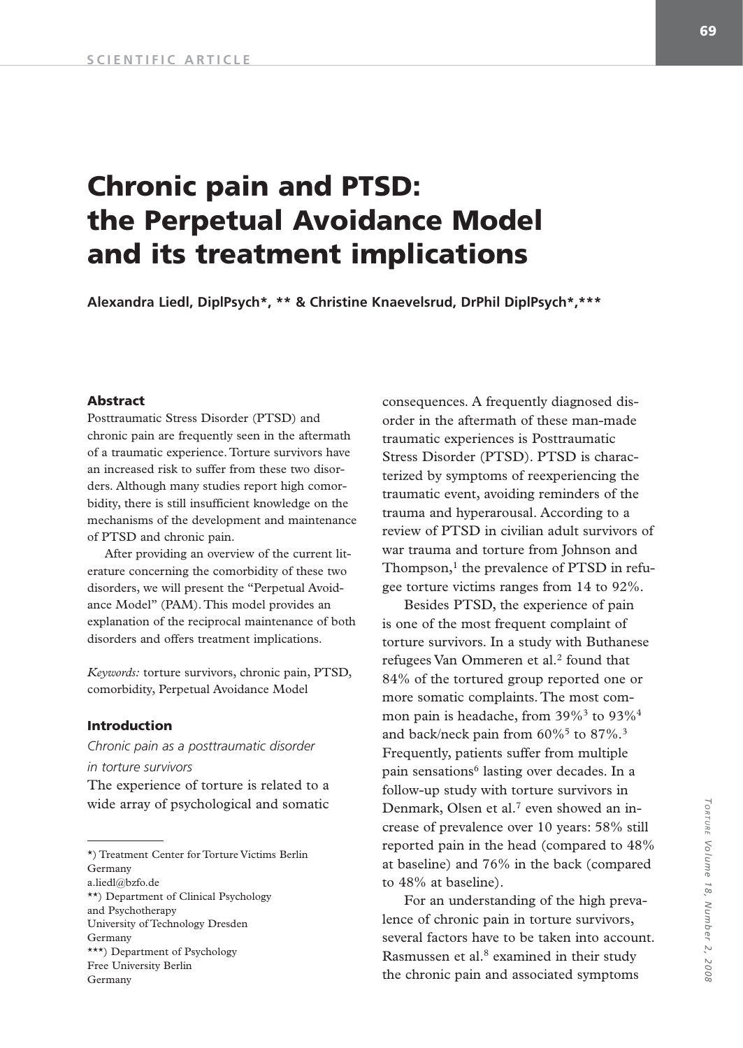SCIENTIFIC ARTICLE

# Chronic pain and PTSD: the Perpetual Avoidance Model and its treatment implications

**Alexandra Liedl, DiplPsych*, ** & Christine Knaevelsrud, DrPhil DiplPsych*,*****

### Abstract

Posttraumatic Stress Disorder (PTSD) and chronic pain are frequently seen in the aftermath of a traumatic experience. Torture survivors have an increased risk to suffer from these two disorders. Although many studies report high comorbidity, there is still insufficient knowledge on the mechanisms of the development and maintenance of PTSD and chronic pain.

After providing an overview of the current literature concerning the comorbidity of these two disorders, we will present the "Perpetual Avoidance Model" (PAM). This model provides an explanation of the reciprocal maintenance of both disorders and offers treatment implications.

*Keywords:* torture survivors, chronic pain, PTSD, comorbidity, Perpetual Avoidance Model

### Introduction

*Chronic pain as a posttraumatic disorder in torture survivors*

The experience of torture is related to a wide array of psychological and somatic consequences. A frequently diagnosed disorder in the aftermath of these man-made traumatic experiences is Posttraumatic Stress Disorder (PTSD). PTSD is characterized by symptoms of reexperiencing the traumatic event, avoiding reminders of the trauma and hyperarousal. According to a review of PTSD in civilian adult survivors of war trauma and torture from Johnson and Thompson,[1] the prevalence of PTSD in refugee torture victims ranges from 14 to 92%.

Besides PTSD, the experience of pain is one of the most frequent complaint of torture survivors. In a study with Buthanese refugees Van Ommeren et al.[2] found that 84% of the tortured group reported one or more somatic complaints. The most common pain is headache, from 39%[3] to 93%[4] and back/neck pain from 60%[5] to 87%.[3] Frequently, patients suffer from multiple pain sensations[6] lasting over decades. In a follow-up study with torture survivors in Denmark, Olsen et al.[7] even showed an increase of prevalence over 10 years: 58% still reported pain in the head (compared to 48% at baseline) and 76% in the back (compared to 48% at baseline).

For an understanding of the high prevalence of chronic pain in torture survivors, several factors have to be taken into account. Rasmussen et al.[8] examined in their study the chronic pain and associated symptoms

---

*) Treatment Center for Torture Victims Berlin
Germany
a.liedl@bzfo.de
**) Department of Clinical Psychology and Psychotherapy
University of Technology Dresden
Germany
***) Department of Psychology
Free University Berlin
Germany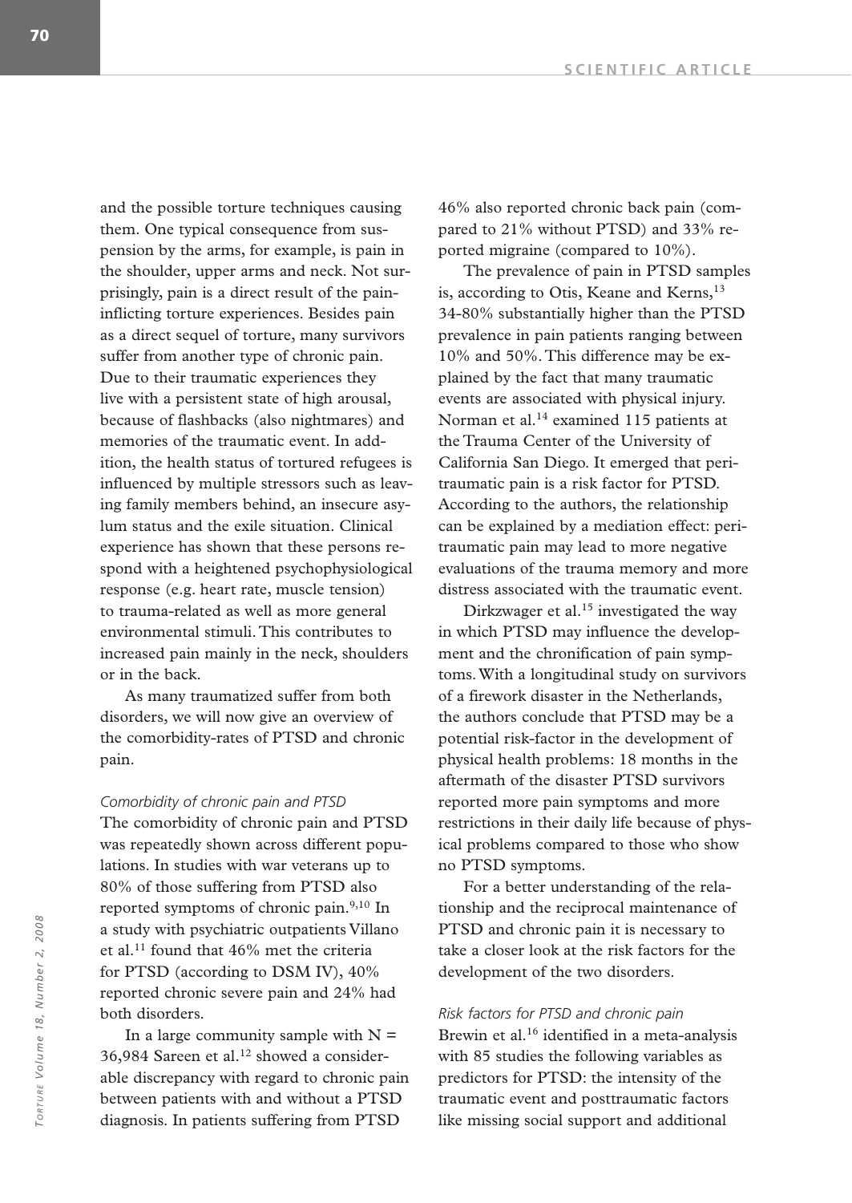and the possible torture techniques causing them. One typical consequence from suspension by the arms, for example, is pain in the shoulder, upper arms and neck. Not surprisingly, pain is a direct result of the pain-inflicting torture experiences. Besides pain as a direct sequel of torture, many survivors suffer from another type of chronic pain. Due to their traumatic experiences they live with a persistent state of high arousal, because of flashbacks (also nightmares) and memories of the traumatic event. In addition, the health status of tortured refugees is influenced by multiple stressors such as leaving family members behind, an insecure asylum status and the exile situation. Clinical experience has shown that these persons respond with a heightened psychophysiological response (e.g. heart rate, muscle tension) to trauma-related as well as more general environmental stimuli. This contributes to increased pain mainly in the neck, shoulders or in the back.

As many traumatized suffer from both disorders, we will now give an overview of the comorbidity-rates of PTSD and chronic pain.

*Comorbidity of chronic pain and PTSD*

The comorbidity of chronic pain and PTSD was repeatedly shown across different populations. In studies with war veterans up to 80% of those suffering from PTSD also reported symptoms of chronic pain.[9,10] In a study with psychiatric outpatients Villano et al.[11] found that 46% met the criteria for PTSD (according to DSM IV), 40% reported chronic severe pain and 24% had both disorders.

In a large community sample with N = 36,984 Sareen et al.[12] showed a considerable discrepancy with regard to chronic pain between patients with and without a PTSD diagnosis. In patients suffering from PTSD 46% also reported chronic back pain (compared to 21% without PTSD) and 33% reported migraine (compared to 10%).

The prevalence of pain in PTSD samples is, according to Otis, Keane and Kerns,[13] 34-80% substantially higher than the PTSD prevalence in pain patients ranging between 10% and 50%. This difference may be explained by the fact that many traumatic events are associated with physical injury. Norman et al.[14] examined 115 patients at the Trauma Center of the University of California San Diego. It emerged that peritraumatic pain is a risk factor for PTSD. According to the authors, the relationship can be explained by a mediation effect: peritraumatic pain may lead to more negative evaluations of the trauma memory and more distress associated with the traumatic event.

Dirkzwager et al.[15] investigated the way in which PTSD may influence the development and the chronification of pain symptoms. With a longitudinal study on survivors of a firework disaster in the Netherlands, the authors conclude that PTSD may be a potential risk-factor in the development of physical health problems: 18 months in the aftermath of the disaster PTSD survivors reported more pain symptoms and more restrictions in their daily life because of physical problems compared to those who show no PTSD symptoms.

For a better understanding of the relationship and the reciprocal maintenance of PTSD and chronic pain it is necessary to take a closer look at the risk factors for the development of the two disorders.

*Risk factors for PTSD and chronic pain*

Brewin et al.[16] identified in a meta-analysis with 85 studies the following variables as predictors for PTSD: the intensity of the traumatic event and posttraumatic factors like missing social support and additional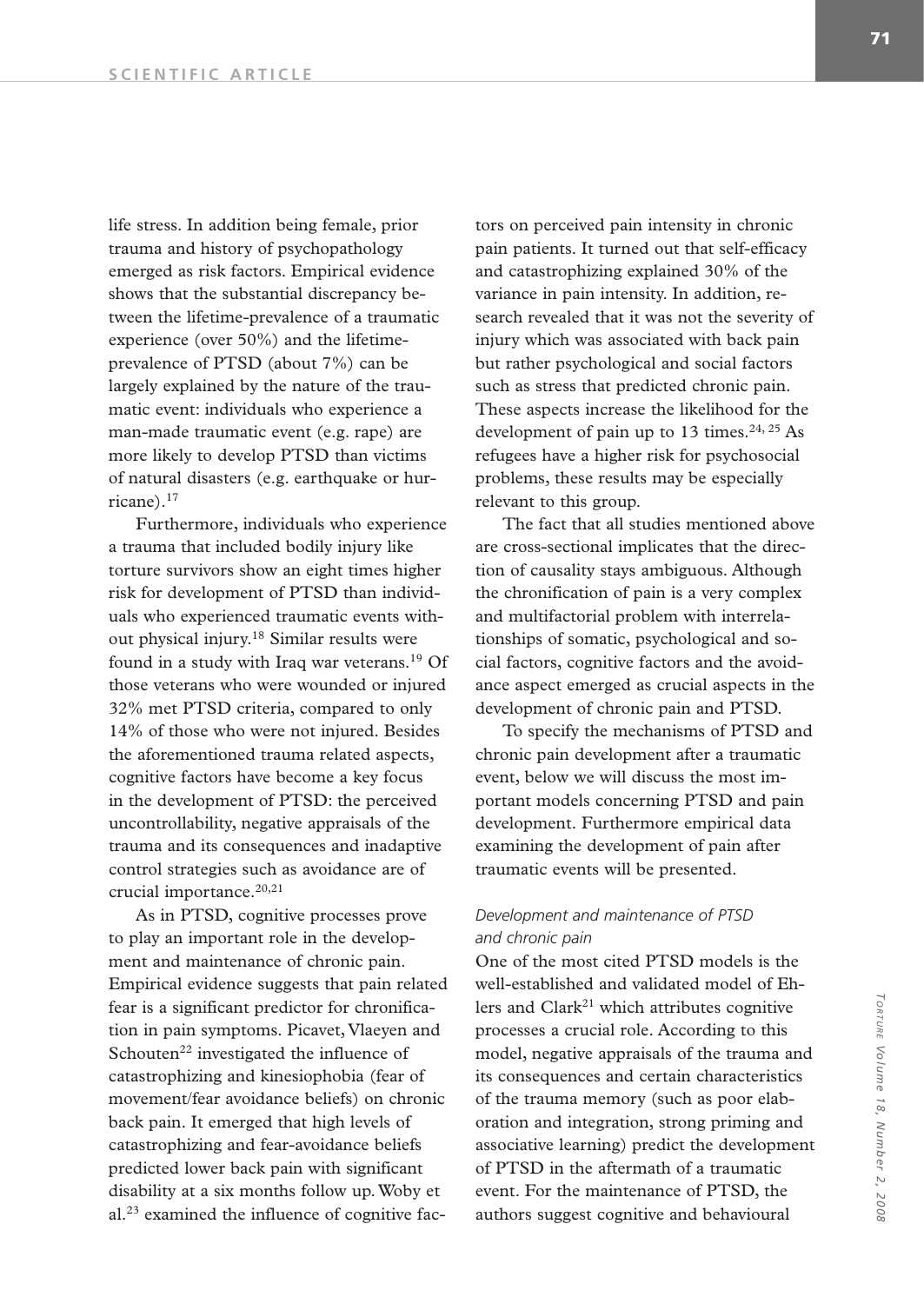life stress. In addition being female, prior trauma and history of psychopathology emerged as risk factors. Empirical evidence shows that the substantial discrepancy between the lifetime-prevalence of a traumatic experience (over 50%) and the lifetime-prevalence of PTSD (about 7%) can be largely explained by the nature of the traumatic event: individuals who experience a man-made traumatic event (e.g. rape) are more likely to develop PTSD than victims of natural disasters (e.g. earthquake or hurricane).[17]

Furthermore, individuals who experience a trauma that included bodily injury like torture survivors show an eight times higher risk for development of PTSD than individuals who experienced traumatic events without physical injury.[18] Similar results were found in a study with Iraq war veterans.[19] Of those veterans who were wounded or injured 32% met PTSD criteria, compared to only 14% of those who were not injured. Besides the aforementioned trauma related aspects, cognitive factors have become a key focus in the development of PTSD: the perceived uncontrollability, negative appraisals of the trauma and its consequences and inadaptive control strategies such as avoidance are of crucial importance.[20,21]

As in PTSD, cognitive processes prove to play an important role in the development and maintenance of chronic pain. Empirical evidence suggests that pain related fear is a significant predictor for chronification in pain symptoms. Picavet, Vlaeyen and Schouten[22] investigated the influence of catastrophizing and kinesiophobia (fear of movement/fear avoidance beliefs) on chronic back pain. It emerged that high levels of catastrophizing and fear-avoidance beliefs predicted lower back pain with significant disability at a six months follow up. Woby et al.[23] examined the influence of cognitive factors on perceived pain intensity in chronic pain patients. It turned out that self-efficacy and catastrophizing explained 30% of the variance in pain intensity. In addition, research revealed that it was not the severity of injury which was associated with back pain but rather psychological and social factors such as stress that predicted chronic pain. These aspects increase the likelihood for the development of pain up to 13 times.[24, 25] As refugees have a higher risk for psychosocial problems, these results may be especially relevant to this group.

The fact that all studies mentioned above are cross-sectional implicates that the direction of causality stays ambiguous. Although the chronification of pain is a very complex and multifactorial problem with interrelationships of somatic, psychological and social factors, cognitive factors and the avoidance aspect emerged as crucial aspects in the development of chronic pain and PTSD.

To specify the mechanisms of PTSD and chronic pain development after a traumatic event, below we will discuss the most important models concerning PTSD and pain development. Furthermore empirical data examining the development of pain after traumatic events will be presented.

### *Development and maintenance of PTSD and chronic pain*

One of the most cited PTSD models is the well-established and validated model of Ehlers and Clark[21] which attributes cognitive processes a crucial role. According to this model, negative appraisals of the trauma and its consequences and certain characteristics of the trauma memory (such as poor elaboration and integration, strong priming and associative learning) predict the development of PTSD in the aftermath of a traumatic event. For the maintenance of PTSD, the authors suggest cognitive and behavioural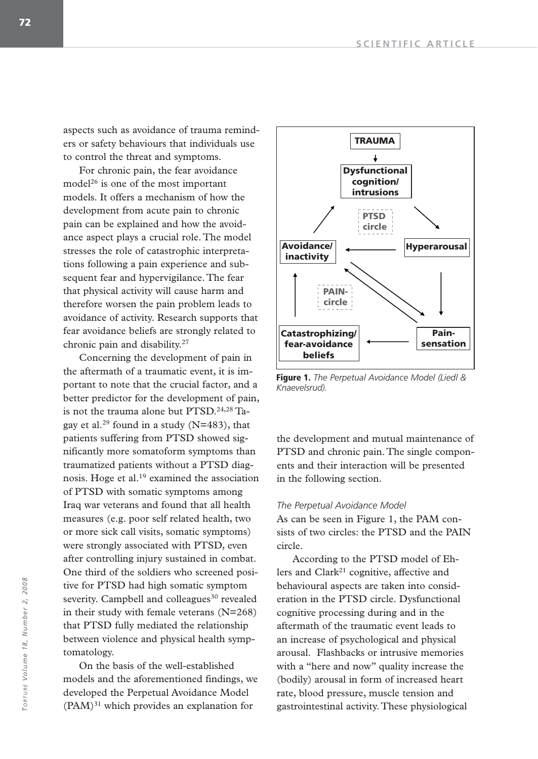aspects such as avoidance of trauma reminders or safety behaviours that individuals use to control the threat and symptoms.

For chronic pain, the fear avoidance model[26] is one of the most important models. It offers a mechanism of how the development from acute pain to chronic pain can be explained and how the avoidance aspect plays a crucial role. The model stresses the role of catastrophic interpretations following a pain experience and subsequent fear and hypervigilance. The fear that physical activity will cause harm and therefore worsen the pain problem leads to avoidance of activity. Research supports that fear avoidance beliefs are strongly related to chronic pain and disability.[27]

Concerning the development of pain in the aftermath of a traumatic event, it is important to note that the crucial factor, and a better predictor for the development of pain, is not the trauma alone but PTSD.[24,28] Tagay et al.[29] found in a study (N=483), that patients suffering from PTSD showed significantly more somatoform symptoms than traumatized patients without a PTSD diagnosis. Hoge et al.[19] examined the association of PTSD with somatic symptoms among Iraq war veterans and found that all health measures (e.g. poor self related health, two or more sick call visits, somatic symptoms) were strongly associated with PTSD, even after controlling injury sustained in combat. One third of the soldiers who screened positive for PTSD had high somatic symptom severity. Campbell and colleagues[30] revealed in their study with female veterans (N=268) that PTSD fully mediated the relationship between violence and physical health symptomatology.

On the basis of the well-established models and the aforementioned findings, we developed the Perpetual Avoidance Model (PAM)[31] which provides an explanation for the development and mutual maintenance of PTSD and chronic pain. The single components and their interaction will be presented in the following section.

TRAUMA → Dysfunctional cognition/intrusions → Hyperarousal → Avoidance/inactivity → Dysfunctional cognition/intrusions (PTSD circle)

Hyperarousal → Pain-sensation → Catastrophizing/fear-avoidance beliefs → Avoidance/inactivity ↔ Pain-sensation (PAIN-circle)

**Figure 1.** *The Perpetual Avoidance Model (Liedl & Knaevelsrud).*

*The Perpetual Avoidance Model*

As can be seen in Figure 1, the PAM consists of two circles: the PTSD and the PAIN circle.

According to the PTSD model of Ehlers and Clark[21] cognitive, affective and behavioural aspects are taken into consideration in the PTSD circle. Dysfunctional cognitive processing during and in the aftermath of the traumatic event leads to an increase of psychological and physical arousal. Flashbacks or intrusive memories with a "here and now" quality increase the (bodily) arousal in form of increased heart rate, blood pressure, muscle tension and gastrointestinal activity. These physiological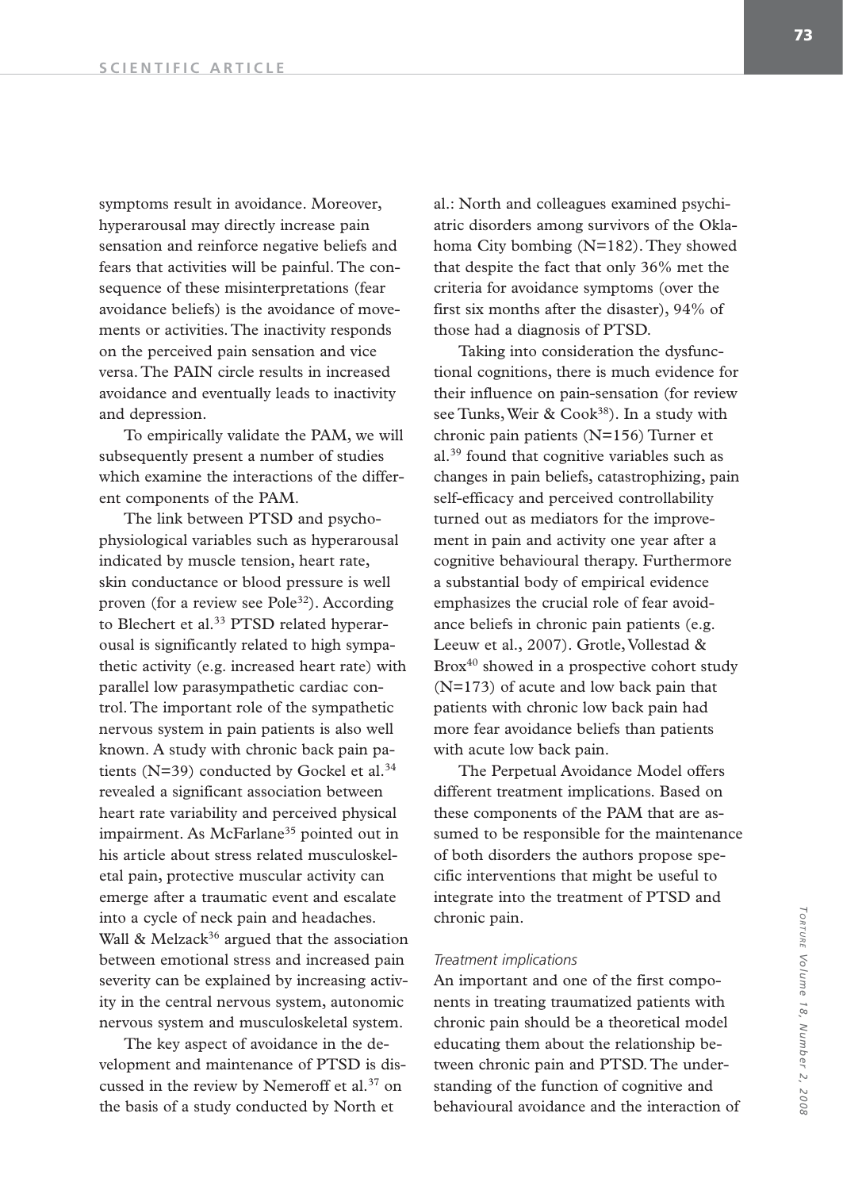symptoms result in avoidance. Moreover, hyperarousal may directly increase pain sensation and reinforce negative beliefs and fears that activities will be painful. The consequence of these misinterpretations (fear avoidance beliefs) is the avoidance of movements or activities. The inactivity responds on the perceived pain sensation and vice versa. The PAIN circle results in increased avoidance and eventually leads to inactivity and depression.

To empirically validate the PAM, we will subsequently present a number of studies which examine the interactions of the different components of the PAM.

The link between PTSD and psychophysiological variables such as hyperarousal indicated by muscle tension, heart rate, skin conductance or blood pressure is well proven (for a review see Pole[32]). According to Blechert et al.[33] PTSD related hyperarousal is significantly related to high sympathetic activity (e.g. increased heart rate) with parallel low parasympathetic cardiac control. The important role of the sympathetic nervous system in pain patients is also well known. A study with chronic back pain patients (N=39) conducted by Gockel et al.[34] revealed a significant association between heart rate variability and perceived physical impairment. As McFarlane[35] pointed out in his article about stress related musculoskeletal pain, protective muscular activity can emerge after a traumatic event and escalate into a cycle of neck pain and headaches. Wall & Melzack[36] argued that the association between emotional stress and increased pain severity can be explained by increasing activity in the central nervous system, autonomic nervous system and musculoskeletal system.

The key aspect of avoidance in the development and maintenance of PTSD is discussed in the review by Nemeroff et al.[37] on the basis of a study conducted by North et al.: North and colleagues examined psychiatric disorders among survivors of the Oklahoma City bombing (N=182). They showed that despite the fact that only 36% met the criteria for avoidance symptoms (over the first six months after the disaster), 94% of those had a diagnosis of PTSD.

Taking into consideration the dysfunctional cognitions, there is much evidence for their influence on pain-sensation (for review see Tunks, Weir & Cook[38]). In a study with chronic pain patients (N=156) Turner et al.[39] found that cognitive variables such as changes in pain beliefs, catastrophizing, pain self-efficacy and perceived controllability turned out as mediators for the improvement in pain and activity one year after a cognitive behavioural therapy. Furthermore a substantial body of empirical evidence emphasizes the crucial role of fear avoidance beliefs in chronic pain patients (e.g. Leeuw et al., 2007). Grotle, Vollestad & Brox[40] showed in a prospective cohort study (N=173) of acute and low back pain that patients with chronic low back pain had more fear avoidance beliefs than patients with acute low back pain.

The Perpetual Avoidance Model offers different treatment implications. Based on these components of the PAM that are assumed to be responsible for the maintenance of both disorders the authors propose specific interventions that might be useful to integrate into the treatment of PTSD and chronic pain.

### *Treatment implications*

An important and one of the first components in treating traumatized patients with chronic pain should be a theoretical model educating them about the relationship between chronic pain and PTSD. The understanding of the function of cognitive and behavioural avoidance and the interaction of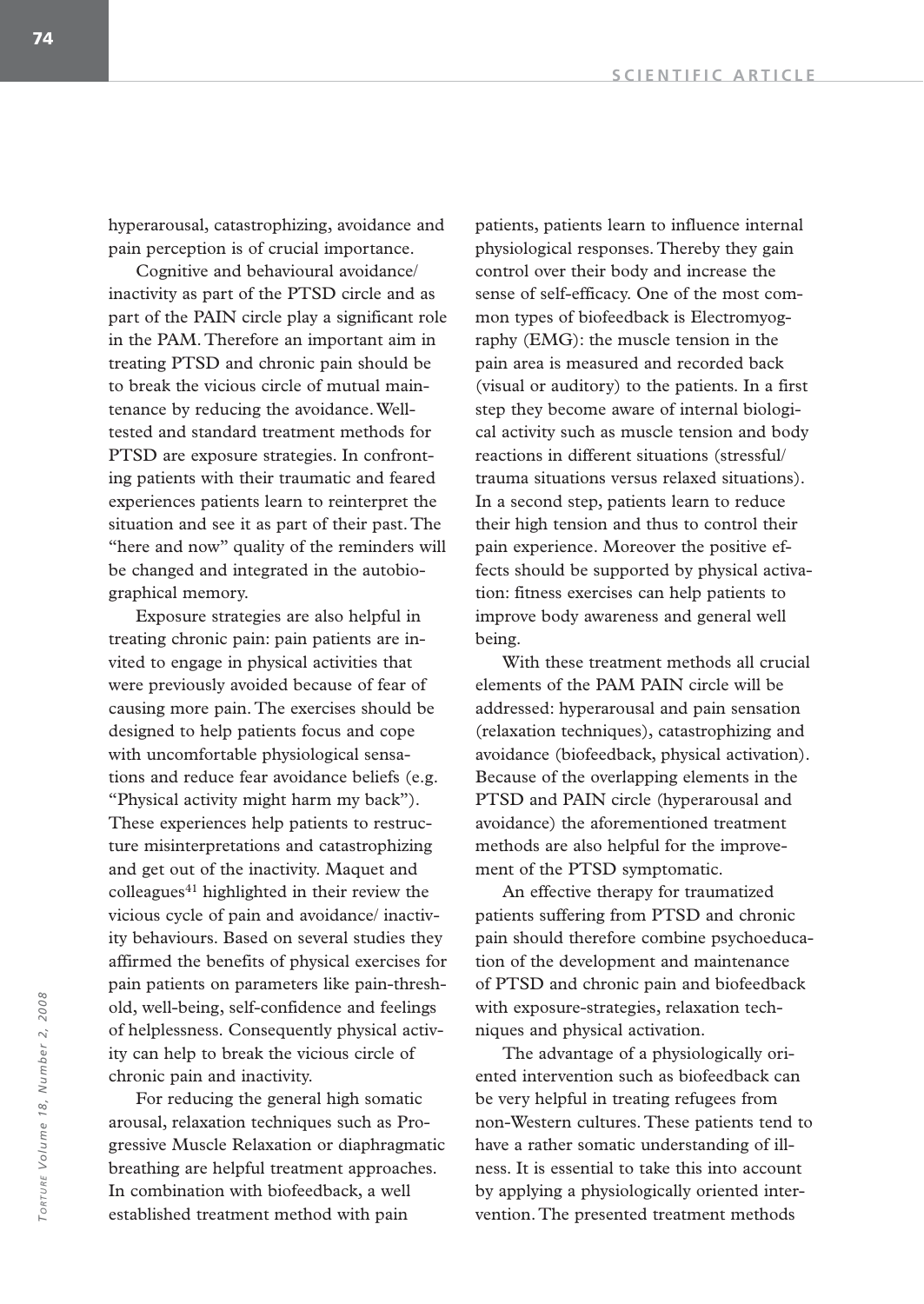hyperarousal, catastrophizing, avoidance and pain perception is of crucial importance.

Cognitive and behavioural avoidance/ inactivity as part of the PTSD circle and as part of the PAIN circle play a significant role in the PAM. Therefore an important aim in treating PTSD and chronic pain should be to break the vicious circle of mutual maintenance by reducing the avoidance. Well-tested and standard treatment methods for PTSD are exposure strategies. In confronting patients with their traumatic and feared experiences patients learn to reinterpret the situation and see it as part of their past. The "here and now" quality of the reminders will be changed and integrated in the autobiographical memory.

Exposure strategies are also helpful in treating chronic pain: pain patients are invited to engage in physical activities that were previously avoided because of fear of causing more pain. The exercises should be designed to help patients focus and cope with uncomfortable physiological sensations and reduce fear avoidance beliefs (e.g. "Physical activity might harm my back"). These experiences help patients to restructure misinterpretations and catastrophizing and get out of the inactivity. Maquet and colleagues[41] highlighted in their review the vicious cycle of pain and avoidance/ inactivity behaviours. Based on several studies they affirmed the benefits of physical exercises for pain patients on parameters like pain-threshold, well-being, self-confidence and feelings of helplessness. Consequently physical activity can help to break the vicious circle of chronic pain and inactivity.

For reducing the general high somatic arousal, relaxation techniques such as Progressive Muscle Relaxation or diaphragmatic breathing are helpful treatment approaches. In combination with biofeedback, a well established treatment method with pain patients, patients learn to influence internal physiological responses. Thereby they gain control over their body and increase the sense of self-efficacy. One of the most common types of biofeedback is Electromyography (EMG): the muscle tension in the pain area is measured and recorded back (visual or auditory) to the patients. In a first step they become aware of internal biological activity such as muscle tension and body reactions in different situations (stressful/ trauma situations versus relaxed situations). In a second step, patients learn to reduce their high tension and thus to control their pain experience. Moreover the positive effects should be supported by physical activation: fitness exercises can help patients to improve body awareness and general well being.

With these treatment methods all crucial elements of the PAM PAIN circle will be addressed: hyperarousal and pain sensation (relaxation techniques), catastrophizing and avoidance (biofeedback, physical activation). Because of the overlapping elements in the PTSD and PAIN circle (hyperarousal and avoidance) the aforementioned treatment methods are also helpful for the improvement of the PTSD symptomatic.

An effective therapy for traumatized patients suffering from PTSD and chronic pain should therefore combine psychoeducation of the development and maintenance of PTSD and chronic pain and biofeedback with exposure-strategies, relaxation techniques and physical activation.

The advantage of a physiologically oriented intervention such as biofeedback can be very helpful in treating refugees from non-Western cultures. These patients tend to have a rather somatic understanding of illness. It is essential to take this into account by applying a physiologically oriented intervention. The presented treatment methods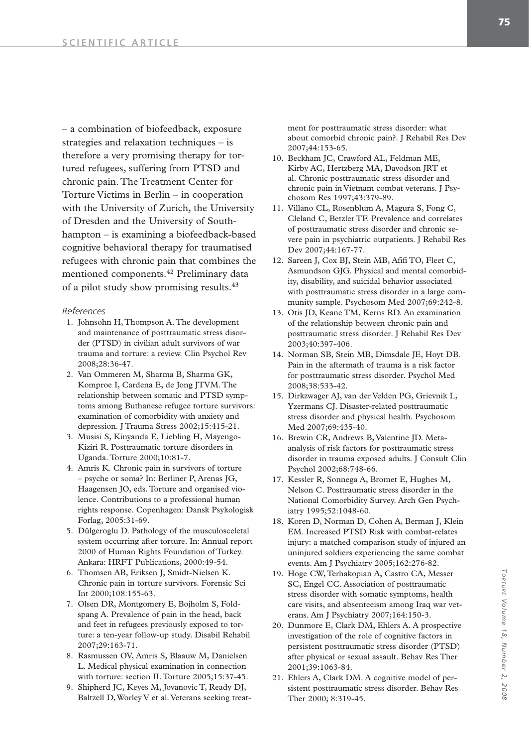– a combination of biofeedback, exposure strategies and relaxation techniques – is therefore a very promising therapy for tortured refugees, suffering from PTSD and chronic pain. The Treatment Center for Torture Victims in Berlin – in cooperation with the University of Zurich, the University of Dresden and the University of Southhampton – is examining a biofeedback-based cognitive behavioral therapy for traumatised refugees with chronic pain that combines the mentioned components.[42] Preliminary data of a pilot study show promising results.[43]

*References*

1. Johnsohn H, Thompson A. The development and maintenance of posttraumatic stress disorder (PTSD) in civilian adult survivors of war trauma and torture: a review. Clin Psychol Rev 2008;28:36-47.
2. Van Ommeren M, Sharma B, Sharma GK, Komproe I, Cardena E, de Jong JTVM. The relationship between somatic and PTSD symptoms among Buthanese refugee torture survivors: examination of comorbidity with anxiety and depression. J Trauma Stress 2002;15:415-21.
3. Musisi S, Kinyanda E, Liebling H, Mayengo-Kiziri R. Posttraumatic torture disorders in Uganda. Torture 2000;10:81-7.
4. Amris K. Chronic pain in survivors of torture – psyche or soma? In: Berliner P, Arenas JG, Haagensen JO, eds. Torture and organised violence. Contributions to a professional human rights response. Copenhagen: Dansk Psykologisk Forlag, 2005:31-69.
5. Dülgeroglu D. Pathology of the musculosceletal system occurring after torture. In: Annual report 2000 of Human Rights Foundation of Turkey. Ankara: HRFT Publications, 2000:49-54.
6. Thomsen AB, Eriksen J, Smidt-Nielsen K. Chronic pain in torture survivors. Forensic Sci Int 2000;108:155-63.
7. Olsen DR, Montgomery E, Bojholm S, Foldspang A. Prevalence of pain in the head, back and feet in refugees previously exposed to torture: a ten-year follow-up study. Disabil Rehabil 2007;29:163-71.
8. Rasmussen OV, Amris S, Blaauw M, Danielsen L. Medical physical examination in connection with torture: section II. Torture 2005;15:37-45.
9. Shipherd JC, Keyes M, Jovanovic T, Ready DJ, Baltzell D, Worley V et al. Veterans seeking treatment for posttraumatic stress disorder: what about comorbid chronic pain?. J Rehabil Res Dev 2007;44:153-65.
10. Beckham JC, Crawford AL, Feldman ME, Kirby AC, Hertzberg MA, Davodson JRT et al. Chronic posttraumatic stress disorder and chronic pain in Vietnam combat veterans. J Psychosom Res 1997;43:379-89.
11. Villano CL, Rosenblum A, Magura S, Fong C, Cleland C, Betzler TF. Prevalence and correlates of posttraumatic stress disorder and chronic severe pain in psychiatric outpatients. J Rehabil Res Dev 2007;44:167-77.
12. Sareen J, Cox BJ, Stein MB, Afifi TO, Fleet C, Asmundson GJG. Physical and mental comorbidity, disability, and suicidal behavior associated with posttraumatic stress disorder in a large community sample. Psychosom Med 2007;69:242-8.
13. Otis JD, Keane TM, Kerns RD. An examination of the relationship between chronic pain and posttraumatic stress disorder. J Rehabil Res Dev 2003;40:397-406.
14. Norman SB, Stein MB, Dimsdale JE, Hoyt DB. Pain in the aftermath of trauma is a risk factor for posttraumatic stress disorder. Psychol Med 2008;38:533-42.
15. Dirkzwager AJ, van der Velden PG, Grievnik L, Yzermans CJ. Disaster-related posttraumatic stress disorder and physical health. Psychosom Med 2007;69:435-40.
16. Brewin CR, Andrews B, Valentine JD. Meta-analysis of risk factors for posttraumatic stress disorder in trauma exposed adults. J Consult Clin Psychol 2002;68:748-66.
17. Kessler R, Sonnega A, Bromet E, Hughes M, Nelson C. Posttraumatic stress disorder in the National Comorbidity Survey. Arch Gen Psychiatry 1995;52:1048-60.
18. Koren D, Norman D, Cohen A, Berman J, Klein EM. Increased PTSD Risk with combat-relates injury: a matched comparison study of injured an uninjured soldiers experiencing the same combat events. Am J Psychiatry 2005;162:276-82.
19. Hoge CW, Terhakopian A, Castro CA, Messer SC, Engel CC. Association of posttraumatic stress disorder with somatic symptoms, health care visits, and absenteeism among Iraq war veterans. Am J Psychiatry 2007;164:150-3.
20. Dunmore E, Clark DM, Ehlers A. A prospective investigation of the role of cognitive factors in persistent posttraumatic stress disorder (PTSD) after physical or sexual assault. Behav Res Ther 2001;39:1063-84.
21. Ehlers A, Clark DM. A cognitive model of persistent posttraumatic stress disorder. Behav Res Ther 2000; 8:319-45.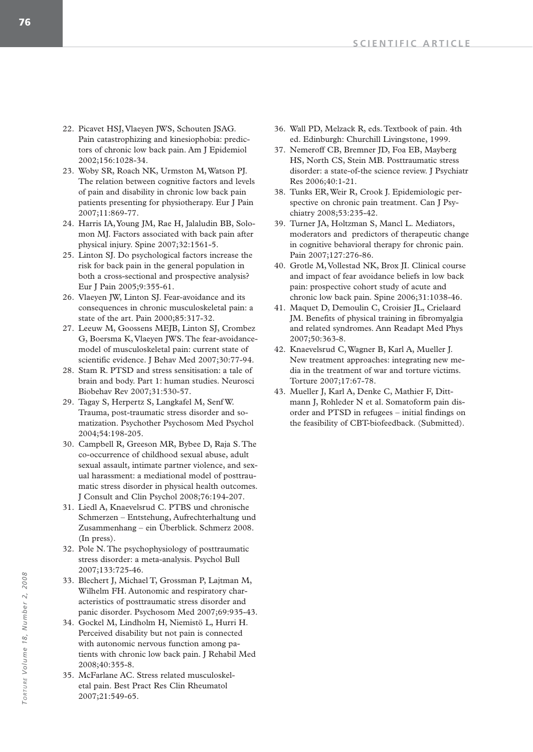22. Picavet HSJ, Vlaeyen JWS, Schouten JSAG. Pain catastrophizing and kinesiophobia: predictors of chronic low back pain. Am J Epidemiol 2002;156:1028-34.
23. Woby SR, Roach NK, Urmston M, Watson PJ. The relation between cognitive factors and levels of pain and disability in chronic low back pain patients presenting for physiotherapy. Eur J Pain 2007;11:869-77.
24. Harris IA, Young JM, Rae H, Jalaludin BB, Solomon MJ. Factors associated with back pain after physical injury. Spine 2007;32:1561-5.
25. Linton SJ. Do psychological factors increase the risk for back pain in the general population in both a cross-sectional and prospective analysis? Eur J Pain 2005;9:355-61.
26. Vlaeyen JW, Linton SJ. Fear-avoidance and its consequences in chronic musculoskeletal pain: a state of the art. Pain 2000;85:317-32.
27. Leeuw M, Goossens MEJB, Linton SJ, Crombez G, Boersma K, Vlaeyen JWS. The fear-avoidance-model of musculoskeletal pain: current state of scientific evidence. J Behav Med 2007;30:77-94.
28. Stam R. PTSD and stress sensitisation: a tale of brain and body. Part 1: human studies. Neurosci Biobehav Rev 2007;31:530-57.
29. Tagay S, Herpertz S, Langkafel M, Senf W. Trauma, post-traumatic stress disorder and somatization. Psychother Psychosom Med Psychol 2004;54:198-205.
30. Campbell R, Greeson MR, Bybee D, Raja S. The co-occurrence of childhood sexual abuse, adult sexual assault, intimate partner violence, and sexual harassment: a mediational model of posttraumatic stress disorder in physical health outcomes. J Consult and Clin Psychol 2008;76:194-207.
31. Liedl A, Knaevelsrud C. PTBS und chronische Schmerzen – Entstehung, Aufrechterhaltung und Zusammenhang – ein Überblick. Schmerz 2008. (In press).
32. Pole N. The psychophysiology of posttraumatic stress disorder: a meta-analysis. Psychol Bull 2007;133:725-46.
33. Blechert J, Michael T, Grossman P, Lajtman M, Wilhelm FH. Autonomic and respiratory characteristics of posttraumatic stress disorder and panic disorder. Psychosom Med 2007;69:935-43.
34. Gockel M, Lindholm H, Niemistö L, Hurri H. Perceived disability but not pain is connected with autonomic nervous function among patients with chronic low back pain. J Rehabil Med 2008;40:355-8.
35. McFarlane AC. Stress related musculoskeletal pain. Best Pract Res Clin Rheumatol 2007;21:549-65.
36. Wall PD, Melzack R, eds. Textbook of pain. 4th ed. Edinburgh: Churchill Livingstone, 1999.
37. Nemeroff CB, Bremner JD, Foa EB, Mayberg HS, North CS, Stein MB. Posttraumatic stress disorder: a state-of-the science review. J Psychiatr Res 2006;40:1-21.
38. Tunks ER, Weir R, Crook J. Epidemiologic perspective on chronic pain treatment. Can J Psychiatry 2008;53:235-42.
39. Turner JA, Holtzman S, Mancl L. Mediators, moderators and predictors of therapeutic change in cognitive behavioral therapy for chronic pain. Pain 2007;127:276-86.
40. Grotle M, Vollestad NK, Brox JI. Clinical course and impact of fear avoidance beliefs in low back pain: prospective cohort study of acute and chronic low back pain. Spine 2006;31:1038-46.
41. Maquet D, Demoulin C, Croisier JL, Crielaard JM. Benefits of physical training in fibromyalgia and related syndromes. Ann Readapt Med Phys 2007;50:363-8.
42. Knaevelsrud C, Wagner B, Karl A, Mueller J. New treatment approaches: integrating new media in the treatment of war and torture victims. Torture 2007;17:67-78.
43. Mueller J, Karl A, Denke C, Mathier F, Dittmann J, Rohleder N et al. Somatoform pain disorder and PTSD in refugees – initial findings on the feasibility of CBT-biofeedback. (Submitted).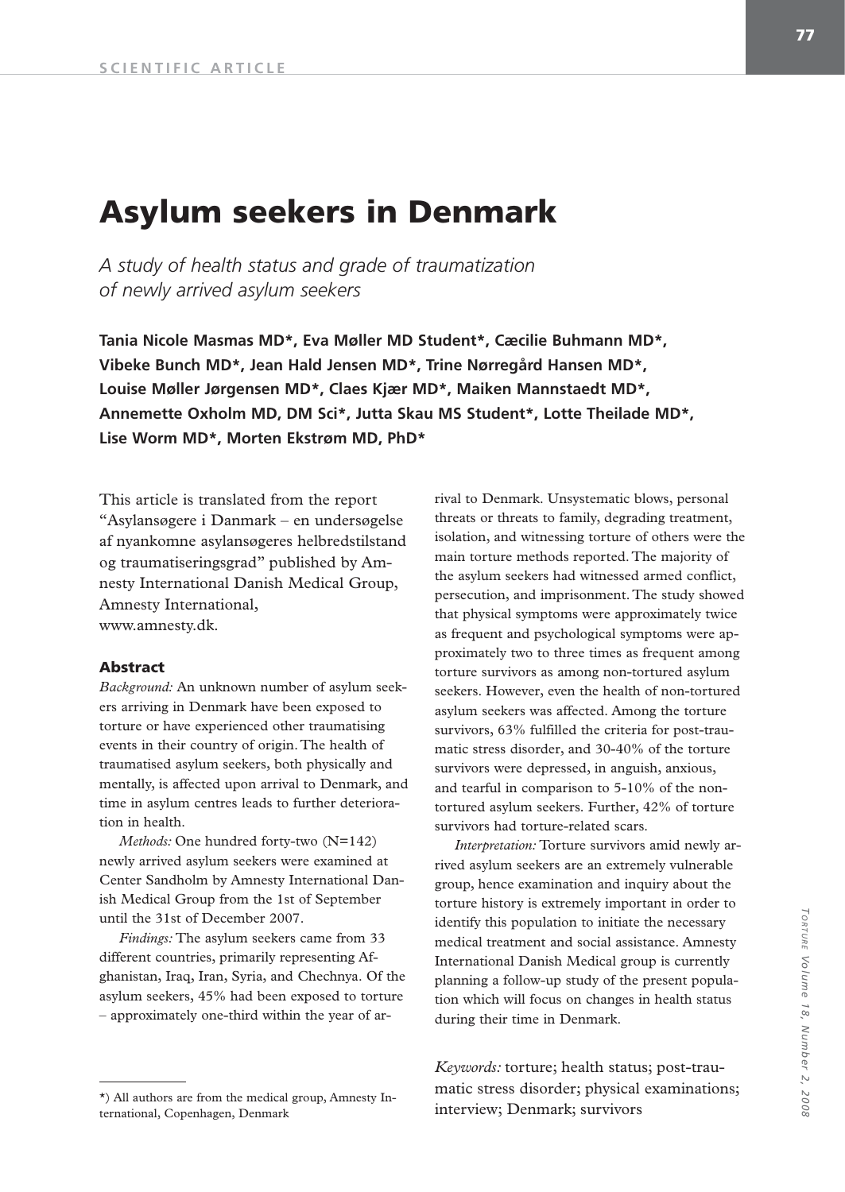# Asylum seekers in Denmark

*A study of health status and grade of traumatization of newly arrived asylum seekers*

**Tania Nicole Masmas MD\*, Eva Møller MD Student\*, Cæcilie Buhmann MD\*, Vibeke Bunch MD\*, Jean Hald Jensen MD\*, Trine Nørregård Hansen MD\*, Louise Møller Jørgensen MD\*, Claes Kjær MD\*, Maiken Mannstaedt MD\*, Annemette Oxholm MD, DM Sci\*, Jutta Skau MS Student\*, Lotte Theilade MD\*, Lise Worm MD\*, Morten Ekstrøm MD, PhD\***

This article is translated from the report "Asylansøgere i Danmark – en undersøgelse af nyankomne asylansøgeres helbredstilstand og traumatiseringsgrad" published by Amnesty International Danish Medical Group, Amnesty International, www.amnesty.dk.

### Abstract

*Background:* An unknown number of asylum seekers arriving in Denmark have been exposed to torture or have experienced other traumatising events in their country of origin. The health of traumatised asylum seekers, both physically and mentally, is affected upon arrival to Denmark, and time in asylum centres leads to further deterioration in health.

*Methods:* One hundred forty-two (N=142) newly arrived asylum seekers were examined at Center Sandholm by Amnesty International Danish Medical Group from the 1st of September until the 31st of December 2007.

*Findings:* The asylum seekers came from 33 different countries, primarily representing Afghanistan, Iraq, Iran, Syria, and Chechnya. Of the asylum seekers, 45% had been exposed to torture – approximately one-third within the year of arrival to Denmark. Unsystematic blows, personal threats or threats to family, degrading treatment, isolation, and witnessing torture of others were the main torture methods reported. The majority of the asylum seekers had witnessed armed conflict, persecution, and imprisonment. The study showed that physical symptoms were approximately twice as frequent and psychological symptoms were approximately two to three times as frequent among torture survivors as among non-tortured asylum seekers. However, even the health of non-tortured asylum seekers was affected. Among the torture survivors, 63% fulfilled the criteria for post-traumatic stress disorder, and 30-40% of the torture survivors were depressed, in anguish, anxious, and tearful in comparison to 5-10% of the non-tortured asylum seekers. Further, 42% of torture survivors had torture-related scars.

*Interpretation:* Torture survivors amid newly arrived asylum seekers are an extremely vulnerable group, hence examination and inquiry about the torture history is extremely important in order to identify this population to initiate the necessary medical treatment and social assistance. Amnesty International Danish Medical group is currently planning a follow-up study of the present population which will focus on changes in health status during their time in Denmark.

*Keywords:* torture; health status; post-traumatic stress disorder; physical examinations; interview; Denmark; survivors

\*) All authors are from the medical group, Amnesty International, Copenhagen, Denmark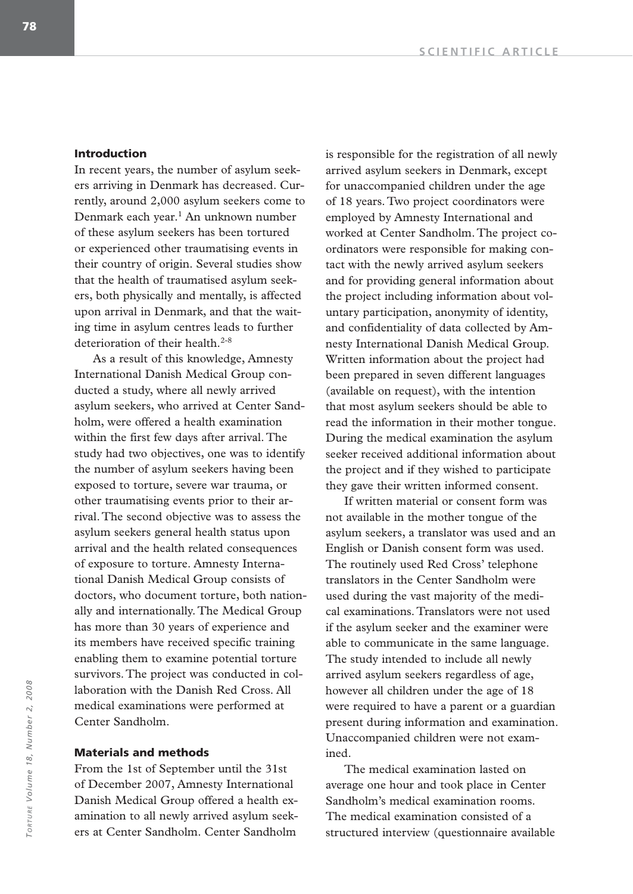## Introduction

In recent years, the number of asylum seekers arriving in Denmark has decreased. Currently, around 2,000 asylum seekers come to Denmark each year.[1] An unknown number of these asylum seekers has been tortured or experienced other traumatising events in their country of origin. Several studies show that the health of traumatised asylum seekers, both physically and mentally, is affected upon arrival in Denmark, and that the waiting time in asylum centres leads to further deterioration of their health.[2-8]

As a result of this knowledge, Amnesty International Danish Medical Group conducted a study, where all newly arrived asylum seekers, who arrived at Center Sandholm, were offered a health examination within the first few days after arrival. The study had two objectives, one was to identify the number of asylum seekers having been exposed to torture, severe war trauma, or other traumatising events prior to their arrival. The second objective was to assess the asylum seekers general health status upon arrival and the health related consequences of exposure to torture. Amnesty International Danish Medical Group consists of doctors, who document torture, both nationally and internationally. The Medical Group has more than 30 years of experience and its members have received specific training enabling them to examine potential torture survivors. The project was conducted in collaboration with the Danish Red Cross. All medical examinations were performed at Center Sandholm.

## Materials and methods

From the 1st of September until the 31st of December 2007, Amnesty International Danish Medical Group offered a health examination to all newly arrived asylum seekers at Center Sandholm. Center Sandholm is responsible for the registration of all newly arrived asylum seekers in Denmark, except for unaccompanied children under the age of 18 years. Two project coordinators were employed by Amnesty International and worked at Center Sandholm. The project coordinators were responsible for making contact with the newly arrived asylum seekers and for providing general information about the project including information about voluntary participation, anonymity of identity, and confidentiality of data collected by Amnesty International Danish Medical Group. Written information about the project had been prepared in seven different languages (available on request), with the intention that most asylum seekers should be able to read the information in their mother tongue. During the medical examination the asylum seeker received additional information about the project and if they wished to participate they gave their written informed consent.

If written material or consent form was not available in the mother tongue of the asylum seekers, a translator was used and an English or Danish consent form was used. The routinely used Red Cross' telephone translators in the Center Sandholm were used during the vast majority of the medical examinations. Translators were not used if the asylum seeker and the examiner were able to communicate in the same language. The study intended to include all newly arrived asylum seekers regardless of age, however all children under the age of 18 were required to have a parent or a guardian present during information and examination. Unaccompanied children were not examined.

The medical examination lasted on average one hour and took place in Center Sandholm's medical examination rooms. The medical examination consisted of a structured interview (questionnaire available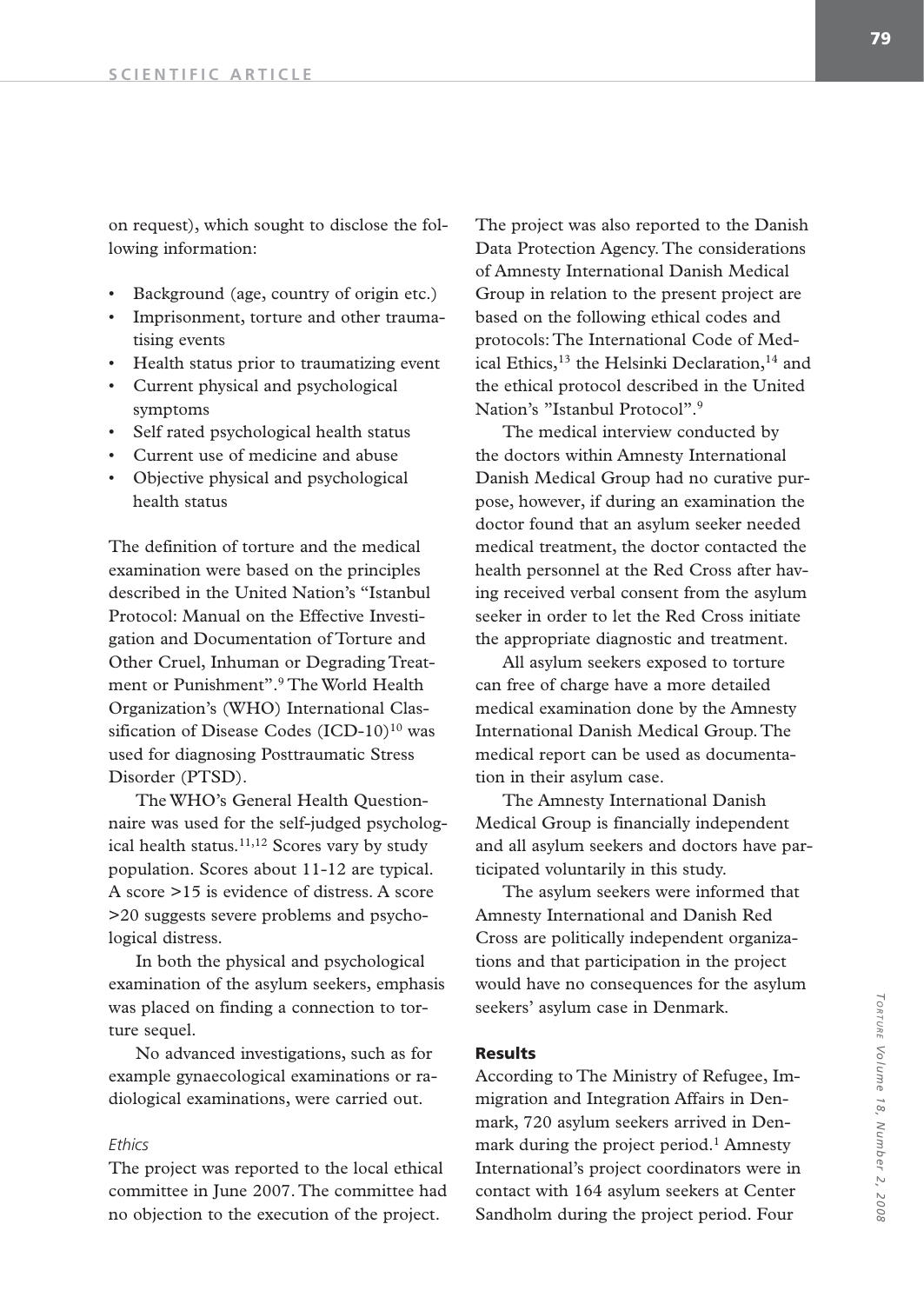on request), which sought to disclose the following information:

- Background (age, country of origin etc.)
- Imprisonment, torture and other traumatising events
- Health status prior to traumatizing event
- Current physical and psychological symptoms
- Self rated psychological health status
- Current use of medicine and abuse
- Objective physical and psychological health status

The definition of torture and the medical examination were based on the principles described in the United Nation's "Istanbul Protocol: Manual on the Effective Investigation and Documentation of Torture and Other Cruel, Inhuman or Degrading Treatment or Punishment".[9] The World Health Organization's (WHO) International Classification of Disease Codes (ICD-10)[10] was used for diagnosing Posttraumatic Stress Disorder (PTSD).

The WHO's General Health Questionnaire was used for the self-judged psychological health status.[11,12] Scores vary by study population. Scores about 11-12 are typical. A score >15 is evidence of distress. A score >20 suggests severe problems and psychological distress.

In both the physical and psychological examination of the asylum seekers, emphasis was placed on finding a connection to torture sequel.

No advanced investigations, such as for example gynaecological examinations or radiological examinations, were carried out.

*Ethics*

The project was reported to the local ethical committee in June 2007. The committee had no objection to the execution of the project. The project was also reported to the Danish Data Protection Agency. The considerations of Amnesty International Danish Medical Group in relation to the present project are based on the following ethical codes and protocols: The International Code of Medical Ethics,[13] the Helsinki Declaration,[14] and the ethical protocol described in the United Nation's "Istanbul Protocol".[9]

The medical interview conducted by the doctors within Amnesty International Danish Medical Group had no curative purpose, however, if during an examination the doctor found that an asylum seeker needed medical treatment, the doctor contacted the health personnel at the Red Cross after having received verbal consent from the asylum seeker in order to let the Red Cross initiate the appropriate diagnostic and treatment.

All asylum seekers exposed to torture can free of charge have a more detailed medical examination done by the Amnesty International Danish Medical Group. The medical report can be used as documentation in their asylum case.

The Amnesty International Danish Medical Group is financially independent and all asylum seekers and doctors have participated voluntarily in this study.

The asylum seekers were informed that Amnesty International and Danish Red Cross are politically independent organizations and that participation in the project would have no consequences for the asylum seekers' asylum case in Denmark.

## Results

According to The Ministry of Refugee, Immigration and Integration Affairs in Denmark, 720 asylum seekers arrived in Denmark during the project period.[1] Amnesty International's project coordinators were in contact with 164 asylum seekers at Center Sandholm during the project period. Four